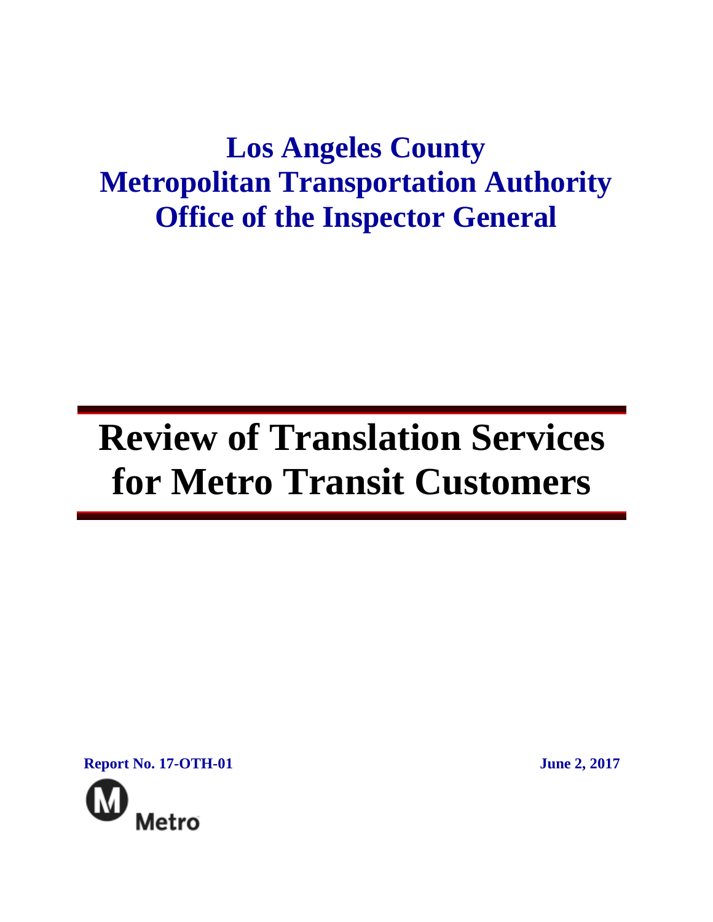# Los Angeles County
# Metropolitan Transportation Authority
# Office of the Inspector General

# Review of Translation Services for Metro Transit Customers

**Report No. 17-OTH-01** **June 2, 2017**

Metro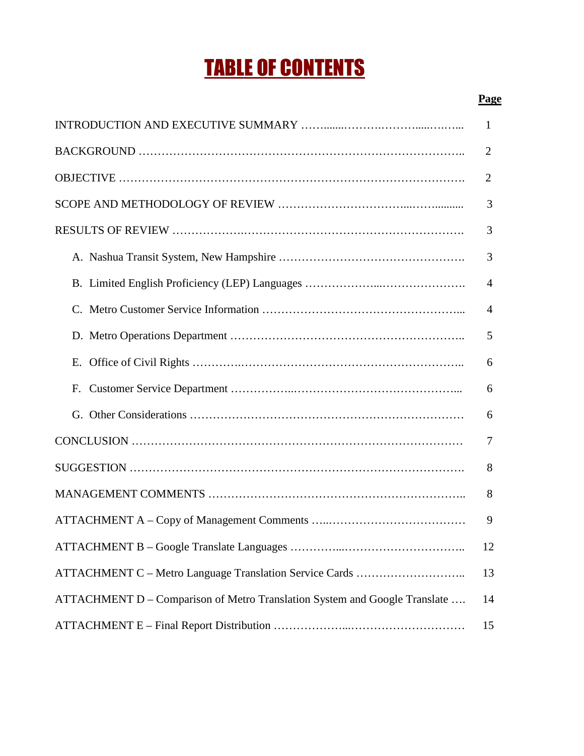# TABLE OF CONTENTS

| | Page |
|---|---|
| INTRODUCTION AND EXECUTIVE SUMMARY | 1 |
| BACKGROUND | 2 |
| OBJECTIVE | 2 |
| SCOPE AND METHODOLOGY OF REVIEW | 3 |
| RESULTS OF REVIEW | 3 |
| A. Nashua Transit System, New Hampshire | 3 |
| B. Limited English Proficiency (LEP) Languages | 4 |
| C. Metro Customer Service Information | 4 |
| D. Metro Operations Department | 5 |
| E. Office of Civil Rights | 6 |
| F. Customer Service Department | 6 |
| G. Other Considerations | 6 |
| CONCLUSION | 7 |
| SUGGESTION | 8 |
| MANAGEMENT COMMENTS | 8 |
| ATTACHMENT A – Copy of Management Comments | 9 |
| ATTACHMENT B – Google Translate Languages | 12 |
| ATTACHMENT C – Metro Language Translation Service Cards | 13 |
| ATTACHMENT D – Comparison of Metro Translation System and Google Translate | 14 |
| ATTACHMENT E – Final Report Distribution | 15 |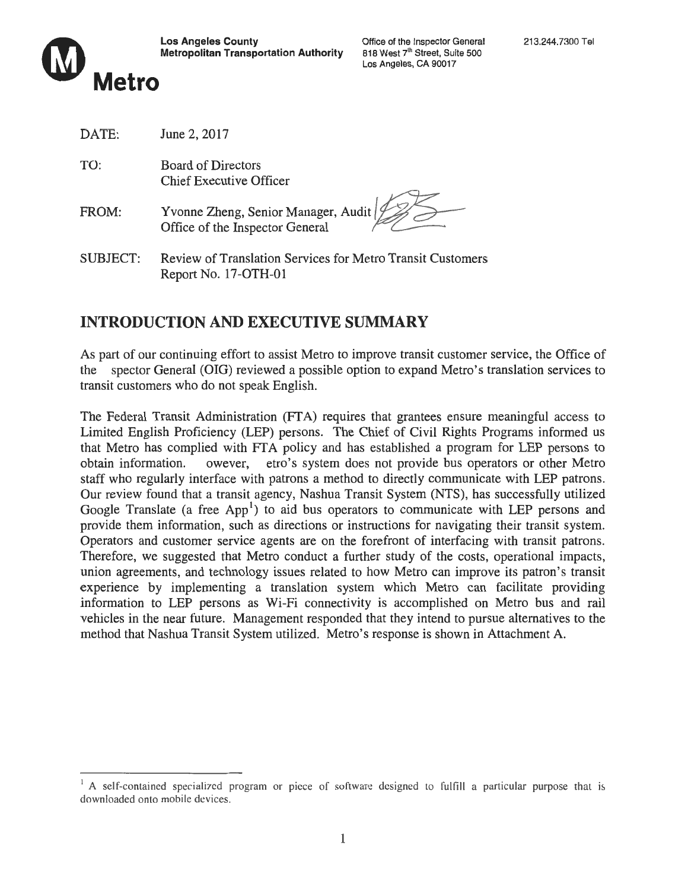**Los Angeles County Metropolitan Transportation Authority**

**Metro**

Office of the Inspector General
818 West 7[th] Street, Suite 500
Los Angeles, CA 90017

213.244.7300 Tel

DATE: June 2, 2017

TO: Board of Directors
Chief Executive Officer

FROM: Yvonne Zheng, Senior Manager, Audit
Office of the Inspector General

SUBJECT: Review of Translation Services for Metro Transit Customers
Report No. 17-OTH-01

## INTRODUCTION AND EXECUTIVE SUMMARY

As part of our continuing effort to assist Metro to improve transit customer service, the Office of the spector General (OIG) reviewed a possible option to expand Metro's translation services to transit customers who do not speak English.

The Federal Transit Administration (FTA) requires that grantees ensure meaningful access to Limited English Proficiency (LEP) persons. The Chief of Civil Rights Programs informed us that Metro has complied with FTA policy and has established a program for LEP persons to obtain information. owever, etro's system does not provide bus operators or other Metro staff who regularly interface with patrons a method to directly communicate with LEP patrons. Our review found that a transit agency, Nashua Transit System (NTS), has successfully utilized Google Translate (a free App[1]) to aid bus operators to communicate with LEP persons and provide them information, such as directions or instructions for navigating their transit system. Operators and customer service agents are on the forefront of interfacing with transit patrons. Therefore, we suggested that Metro conduct a further study of the costs, operational impacts, union agreements, and technology issues related to how Metro can improve its patron's transit experience by implementing a translation system which Metro can facilitate providing information to LEP persons as Wi-Fi connectivity is accomplished on Metro bus and rail vehicles in the near future. Management responded that they intend to pursue alternatives to the method that Nashua Transit System utilized. Metro's response is shown in Attachment A.

---

[1] A self-contained specialized program or piece of software designed to fulfill a particular purpose that is downloaded onto mobile devices.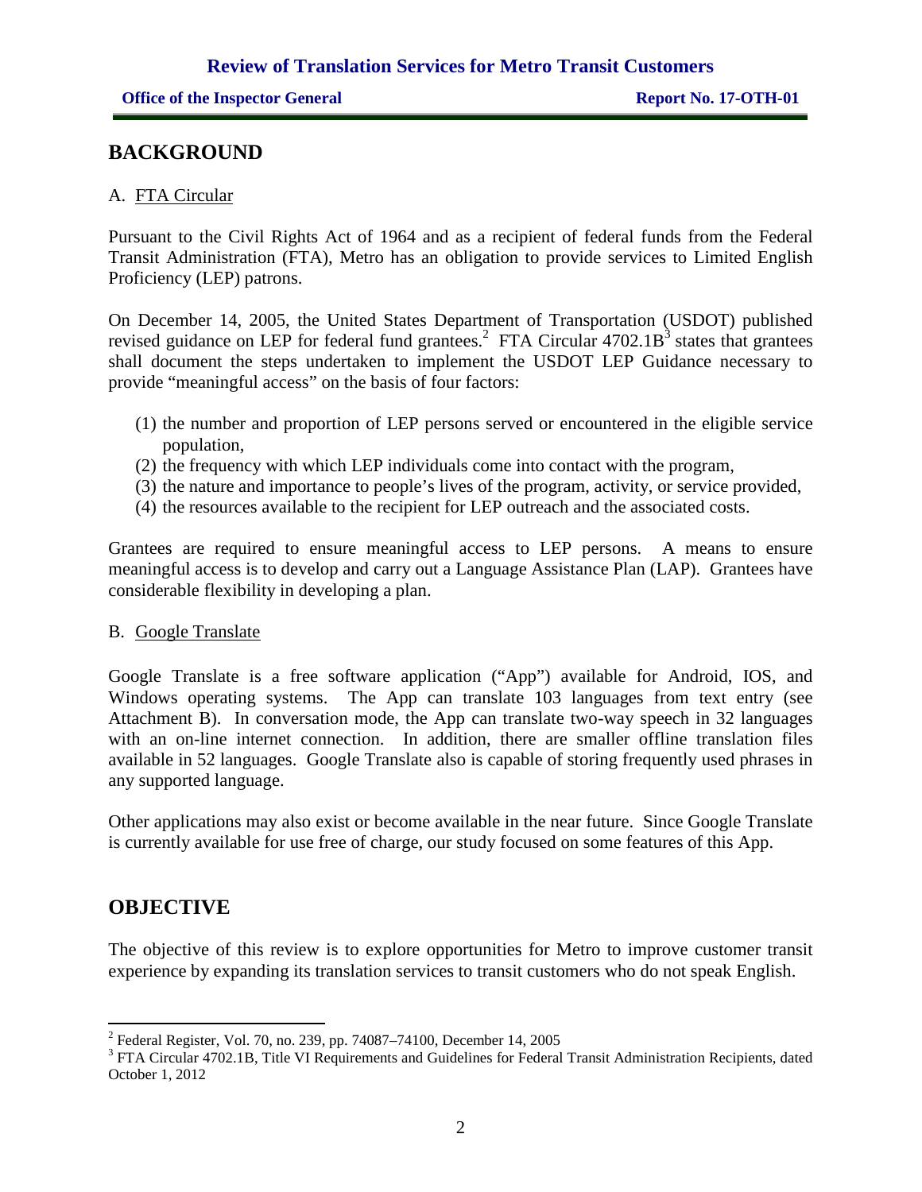## BACKGROUND

A. FTA Circular

Pursuant to the Civil Rights Act of 1964 and as a recipient of federal funds from the Federal Transit Administration (FTA), Metro has an obligation to provide services to Limited English Proficiency (LEP) patrons.

On December 14, 2005, the United States Department of Transportation (USDOT) published revised guidance on LEP for federal fund grantees.[2] FTA Circular 4702.1B[3] states that grantees shall document the steps undertaken to implement the USDOT LEP Guidance necessary to provide "meaningful access" on the basis of four factors:

(1) the number and proportion of LEP persons served or encountered in the eligible service population,
(2) the frequency with which LEP individuals come into contact with the program,
(3) the nature and importance to people's lives of the program, activity, or service provided,
(4) the resources available to the recipient for LEP outreach and the associated costs.

Grantees are required to ensure meaningful access to LEP persons. A means to ensure meaningful access is to develop and carry out a Language Assistance Plan (LAP). Grantees have considerable flexibility in developing a plan.

B. Google Translate

Google Translate is a free software application ("App") available for Android, IOS, and Windows operating systems. The App can translate 103 languages from text entry (see Attachment B). In conversation mode, the App can translate two-way speech in 32 languages with an on-line internet connection. In addition, there are smaller offline translation files available in 52 languages. Google Translate also is capable of storing frequently used phrases in any supported language.

Other applications may also exist or become available in the near future. Since Google Translate is currently available for use free of charge, our study focused on some features of this App.

## OBJECTIVE

The objective of this review is to explore opportunities for Metro to improve customer transit experience by expanding its translation services to transit customers who do not speak English.

---

[2] Federal Register, Vol. 70, no. 239, pp. 74087–74100, December 14, 2005

[3] FTA Circular 4702.1B, Title VI Requirements and Guidelines for Federal Transit Administration Recipients, dated October 1, 2012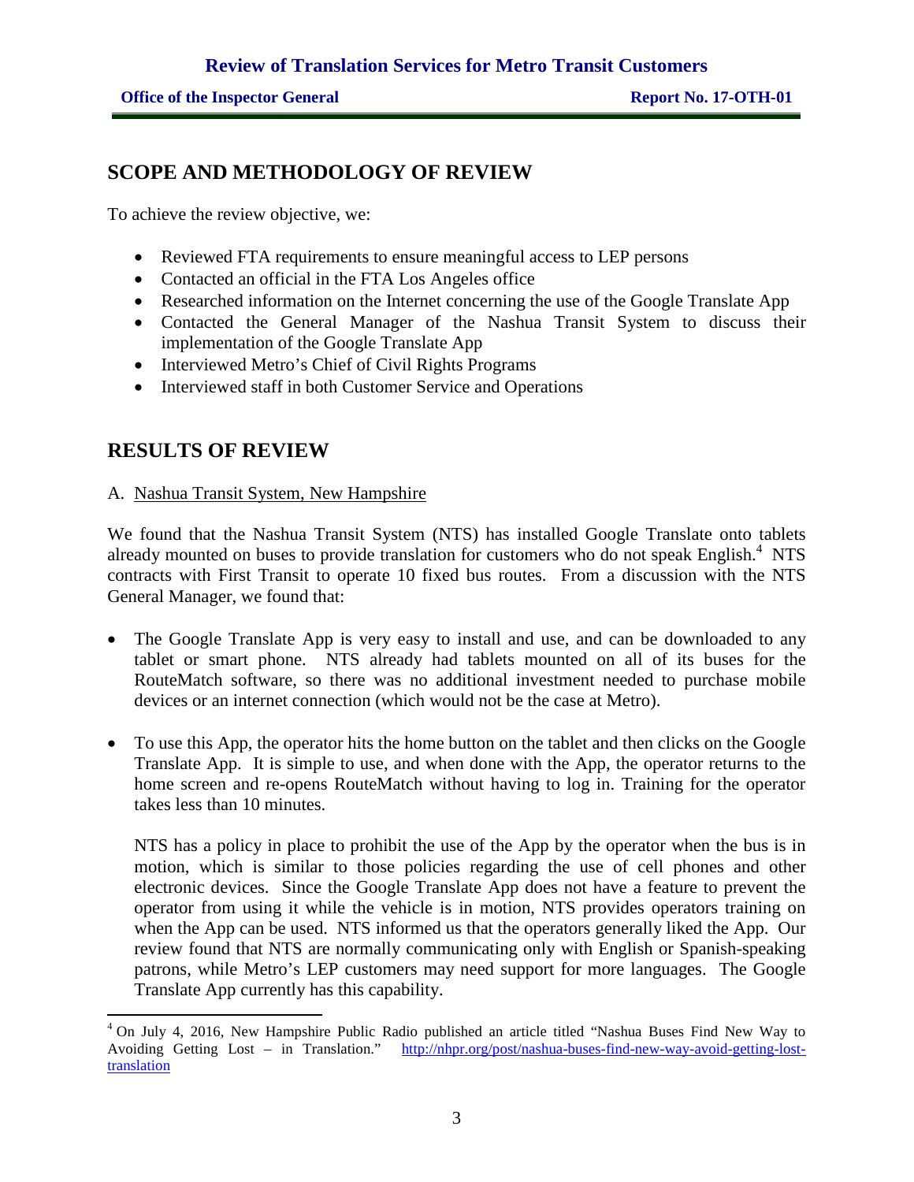## SCOPE AND METHODOLOGY OF REVIEW

To achieve the review objective, we:

- Reviewed FTA requirements to ensure meaningful access to LEP persons
- Contacted an official in the FTA Los Angeles office
- Researched information on the Internet concerning the use of the Google Translate App
- Contacted the General Manager of the Nashua Transit System to discuss their implementation of the Google Translate App
- Interviewed Metro's Chief of Civil Rights Programs
- Interviewed staff in both Customer Service and Operations

## RESULTS OF REVIEW

A. Nashua Transit System, New Hampshire

We found that the Nashua Transit System (NTS) has installed Google Translate onto tablets already mounted on buses to provide translation for customers who do not speak English.[4] NTS contracts with First Transit to operate 10 fixed bus routes. From a discussion with the NTS General Manager, we found that:

- The Google Translate App is very easy to install and use, and can be downloaded to any tablet or smart phone. NTS already had tablets mounted on all of its buses for the RouteMatch software, so there was no additional investment needed to purchase mobile devices or an internet connection (which would not be the case at Metro).

- To use this App, the operator hits the home button on the tablet and then clicks on the Google Translate App. It is simple to use, and when done with the App, the operator returns to the home screen and re-opens RouteMatch without having to log in. Training for the operator takes less than 10 minutes.

  NTS has a policy in place to prohibit the use of the App by the operator when the bus is in motion, which is similar to those policies regarding the use of cell phones and other electronic devices. Since the Google Translate App does not have a feature to prevent the operator from using it while the vehicle is in motion, NTS provides operators training on when the App can be used. NTS informed us that the operators generally liked the App. Our review found that NTS are normally communicating only with English or Spanish-speaking patrons, while Metro's LEP customers may need support for more languages. The Google Translate App currently has this capability.

---

[4] On July 4, 2016, New Hampshire Public Radio published an article titled "Nashua Buses Find New Way to Avoiding Getting Lost – in Translation." http://nhpr.org/post/nashua-buses-find-new-way-avoid-getting-lost-translation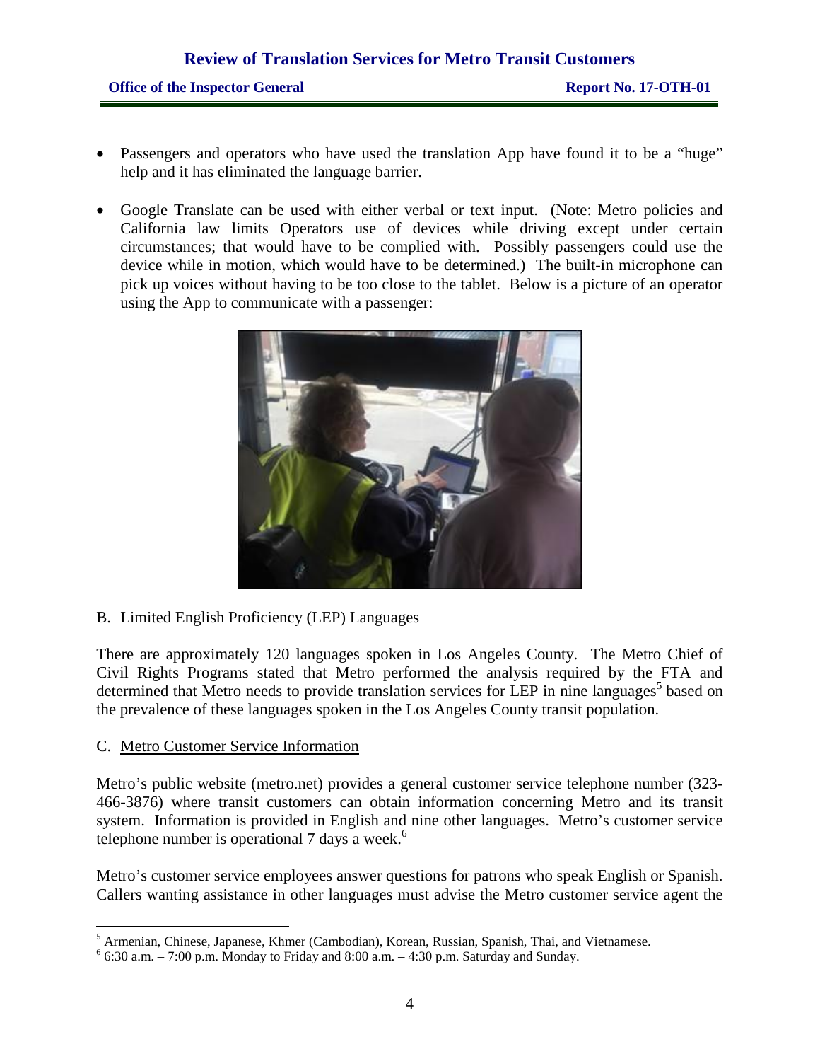- Passengers and operators who have used the translation App have found it to be a "huge" help and it has eliminated the language barrier.

- Google Translate can be used with either verbal or text input. (Note: Metro policies and California law limits Operators use of devices while driving except under certain circumstances; that would have to be complied with. Possibly passengers could use the device while in motion, which would have to be determined.) The built-in microphone can pick up voices without having to be too close to the tablet. Below is a picture of an operator using the App to communicate with a passenger:

B. Limited English Proficiency (LEP) Languages

There are approximately 120 languages spoken in Los Angeles County. The Metro Chief of Civil Rights Programs stated that Metro performed the analysis required by the FTA and determined that Metro needs to provide translation services for LEP in nine languages[5] based on the prevalence of these languages spoken in the Los Angeles County transit population.

C. Metro Customer Service Information

Metro's public website (metro.net) provides a general customer service telephone number (323-466-3876) where transit customers can obtain information concerning Metro and its transit system. Information is provided in English and nine other languages. Metro's customer service telephone number is operational 7 days a week.[6]

Metro's customer service employees answer questions for patrons who speak English or Spanish. Callers wanting assistance in other languages must advise the Metro customer service agent the

---

[5] Armenian, Chinese, Japanese, Khmer (Cambodian), Korean, Russian, Spanish, Thai, and Vietnamese.

[6] 6:30 a.m. – 7:00 p.m. Monday to Friday and 8:00 a.m. – 4:30 p.m. Saturday and Sunday.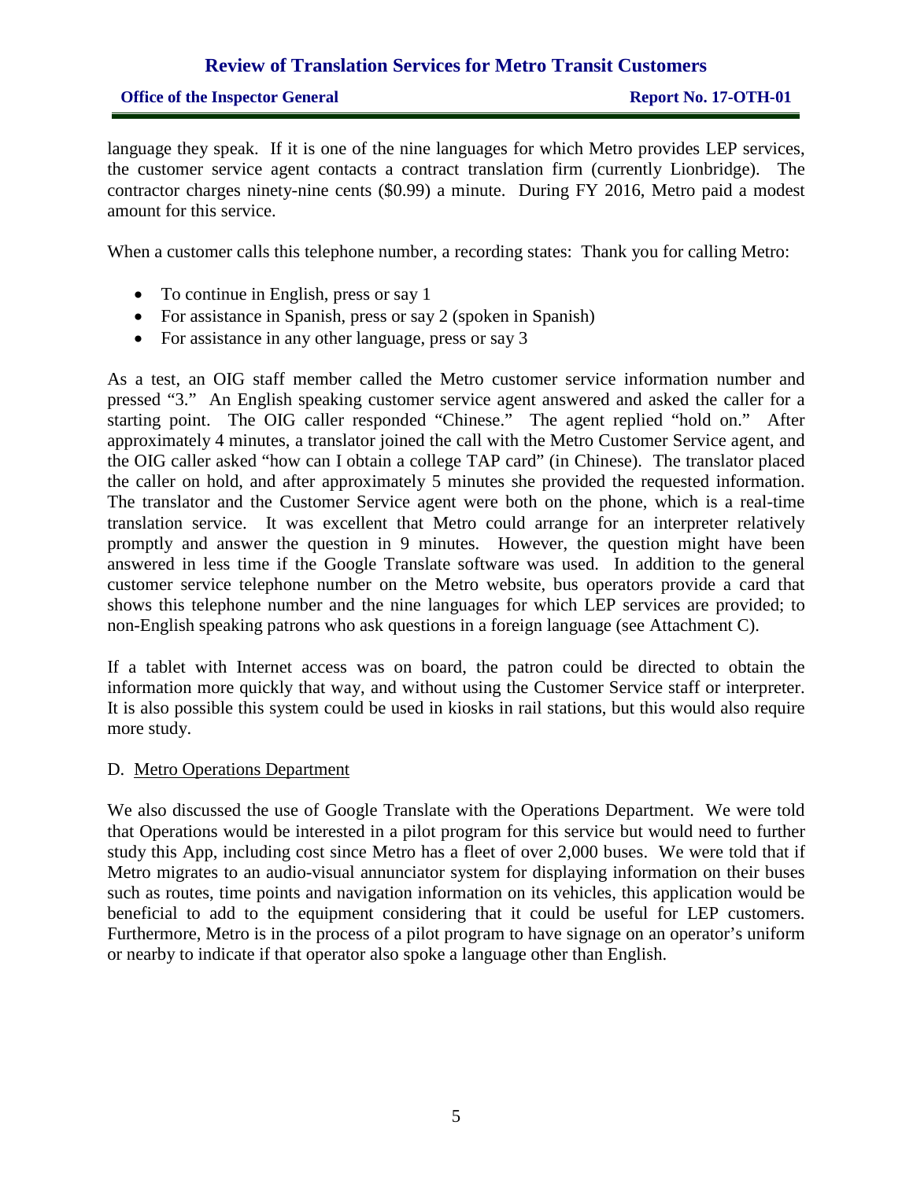language they speak. If it is one of the nine languages for which Metro provides LEP services, the customer service agent contacts a contract translation firm (currently Lionbridge). The contractor charges ninety-nine cents ($0.99) a minute. During FY 2016, Metro paid a modest amount for this service.

When a customer calls this telephone number, a recording states: Thank you for calling Metro:

- To continue in English, press or say 1
- For assistance in Spanish, press or say 2 (spoken in Spanish)
- For assistance in any other language, press or say 3

As a test, an OIG staff member called the Metro customer service information number and pressed "3." An English speaking customer service agent answered and asked the caller for a starting point. The OIG caller responded "Chinese." The agent replied "hold on." After approximately 4 minutes, a translator joined the call with the Metro Customer Service agent, and the OIG caller asked "how can I obtain a college TAP card" (in Chinese). The translator placed the caller on hold, and after approximately 5 minutes she provided the requested information. The translator and the Customer Service agent were both on the phone, which is a real-time translation service. It was excellent that Metro could arrange for an interpreter relatively promptly and answer the question in 9 minutes. However, the question might have been answered in less time if the Google Translate software was used. In addition to the general customer service telephone number on the Metro website, bus operators provide a card that shows this telephone number and the nine languages for which LEP services are provided; to non-English speaking patrons who ask questions in a foreign language (see Attachment C).

If a tablet with Internet access was on board, the patron could be directed to obtain the information more quickly that way, and without using the Customer Service staff or interpreter. It is also possible this system could be used in kiosks in rail stations, but this would also require more study.

D. <u>Metro Operations Department</u>

We also discussed the use of Google Translate with the Operations Department. We were told that Operations would be interested in a pilot program for this service but would need to further study this App, including cost since Metro has a fleet of over 2,000 buses. We were told that if Metro migrates to an audio-visual annunciator system for displaying information on their buses such as routes, time points and navigation information on its vehicles, this application would be beneficial to add to the equipment considering that it could be useful for LEP customers. Furthermore, Metro is in the process of a pilot program to have signage on an operator's uniform or nearby to indicate if that operator also spoke a language other than English.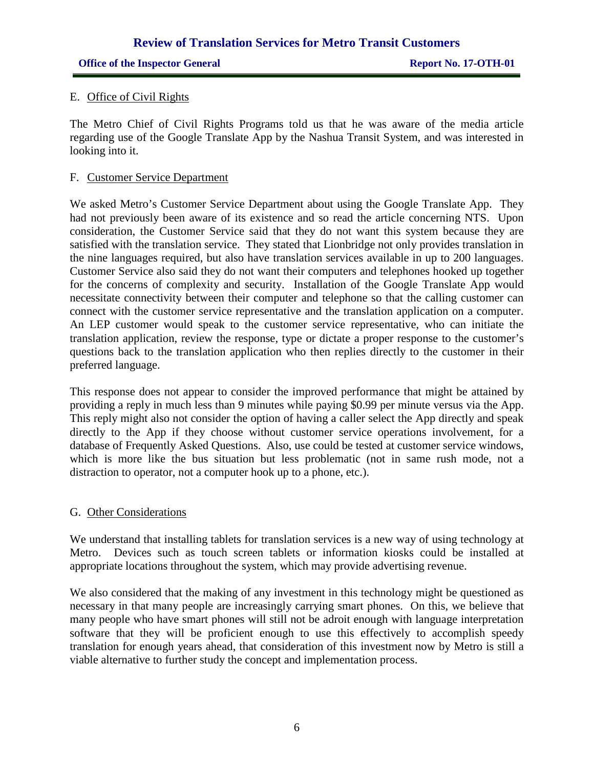E. Office of Civil Rights

The Metro Chief of Civil Rights Programs told us that he was aware of the media article regarding use of the Google Translate App by the Nashua Transit System, and was interested in looking into it.

F. Customer Service Department

We asked Metro's Customer Service Department about using the Google Translate App. They had not previously been aware of its existence and so read the article concerning NTS. Upon consideration, the Customer Service said that they do not want this system because they are satisfied with the translation service. They stated that Lionbridge not only provides translation in the nine languages required, but also have translation services available in up to 200 languages. Customer Service also said they do not want their computers and telephones hooked up together for the concerns of complexity and security. Installation of the Google Translate App would necessitate connectivity between their computer and telephone so that the calling customer can connect with the customer service representative and the translation application on a computer. An LEP customer would speak to the customer service representative, who can initiate the translation application, review the response, type or dictate a proper response to the customer's questions back to the translation application who then replies directly to the customer in their preferred language.

This response does not appear to consider the improved performance that might be attained by providing a reply in much less than 9 minutes while paying $0.99 per minute versus via the App. This reply might also not consider the option of having a caller select the App directly and speak directly to the App if they choose without customer service operations involvement, for a database of Frequently Asked Questions. Also, use could be tested at customer service windows, which is more like the bus situation but less problematic (not in same rush mode, not a distraction to operator, not a computer hook up to a phone, etc.).

G. Other Considerations

We understand that installing tablets for translation services is a new way of using technology at Metro. Devices such as touch screen tablets or information kiosks could be installed at appropriate locations throughout the system, which may provide advertising revenue.

We also considered that the making of any investment in this technology might be questioned as necessary in that many people are increasingly carrying smart phones. On this, we believe that many people who have smart phones will still not be adroit enough with language interpretation software that they will be proficient enough to use this effectively to accomplish speedy translation for enough years ahead, that consideration of this investment now by Metro is still a viable alternative to further study the concept and implementation process.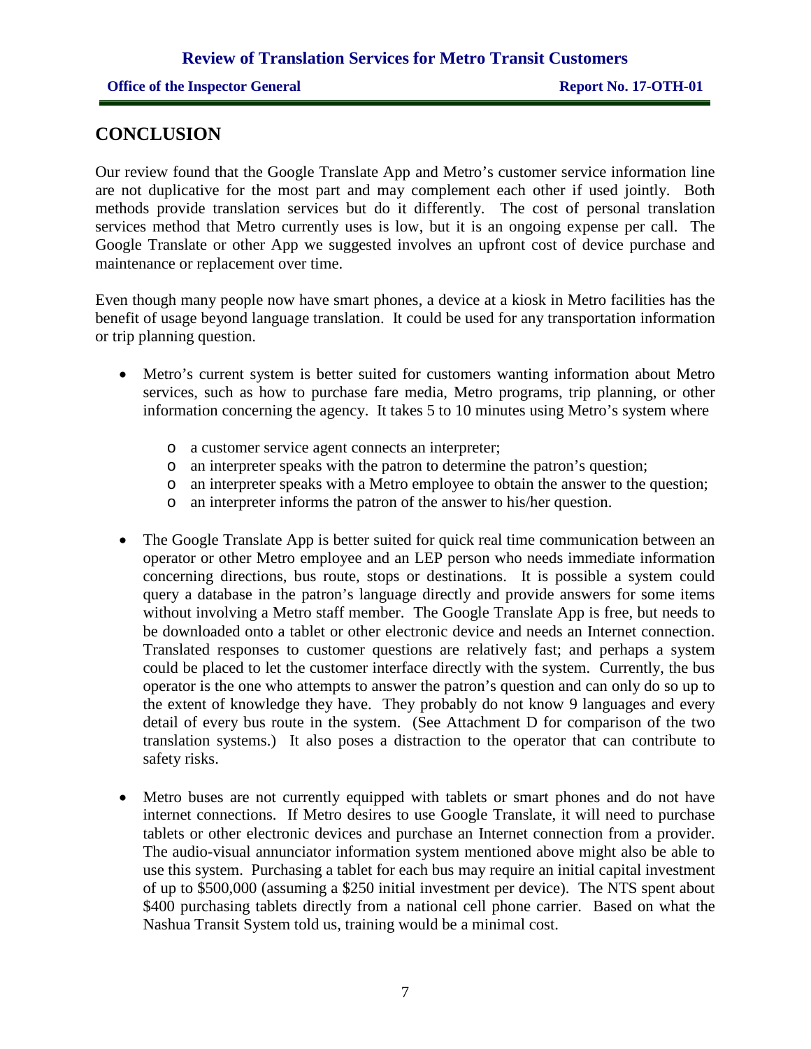## CONCLUSION

Our review found that the Google Translate App and Metro's customer service information line are not duplicative for the most part and may complement each other if used jointly. Both methods provide translation services but do it differently. The cost of personal translation services method that Metro currently uses is low, but it is an ongoing expense per call. The Google Translate or other App we suggested involves an upfront cost of device purchase and maintenance or replacement over time.

Even though many people now have smart phones, a device at a kiosk in Metro facilities has the benefit of usage beyond language translation. It could be used for any transportation information or trip planning question.

- Metro's current system is better suited for customers wanting information about Metro services, such as how to purchase fare media, Metro programs, trip planning, or other information concerning the agency. It takes 5 to 10 minutes using Metro's system where
  - a customer service agent connects an interpreter;
  - an interpreter speaks with the patron to determine the patron's question;
  - an interpreter speaks with a Metro employee to obtain the answer to the question;
  - an interpreter informs the patron of the answer to his/her question.
- The Google Translate App is better suited for quick real time communication between an operator or other Metro employee and an LEP person who needs immediate information concerning directions, bus route, stops or destinations. It is possible a system could query a database in the patron's language directly and provide answers for some items without involving a Metro staff member. The Google Translate App is free, but needs to be downloaded onto a tablet or other electronic device and needs an Internet connection. Translated responses to customer questions are relatively fast; and perhaps a system could be placed to let the customer interface directly with the system. Currently, the bus operator is the one who attempts to answer the patron's question and can only do so up to the extent of knowledge they have. They probably do not know 9 languages and every detail of every bus route in the system. (See Attachment D for comparison of the two translation systems.) It also poses a distraction to the operator that can contribute to safety risks.
- Metro buses are not currently equipped with tablets or smart phones and do not have internet connections. If Metro desires to use Google Translate, it will need to purchase tablets or other electronic devices and purchase an Internet connection from a provider. The audio-visual annunciator information system mentioned above might also be able to use this system. Purchasing a tablet for each bus may require an initial capital investment of up to $500,000 (assuming a $250 initial investment per device). The NTS spent about $400 purchasing tablets directly from a national cell phone carrier. Based on what the Nashua Transit System told us, training would be a minimal cost.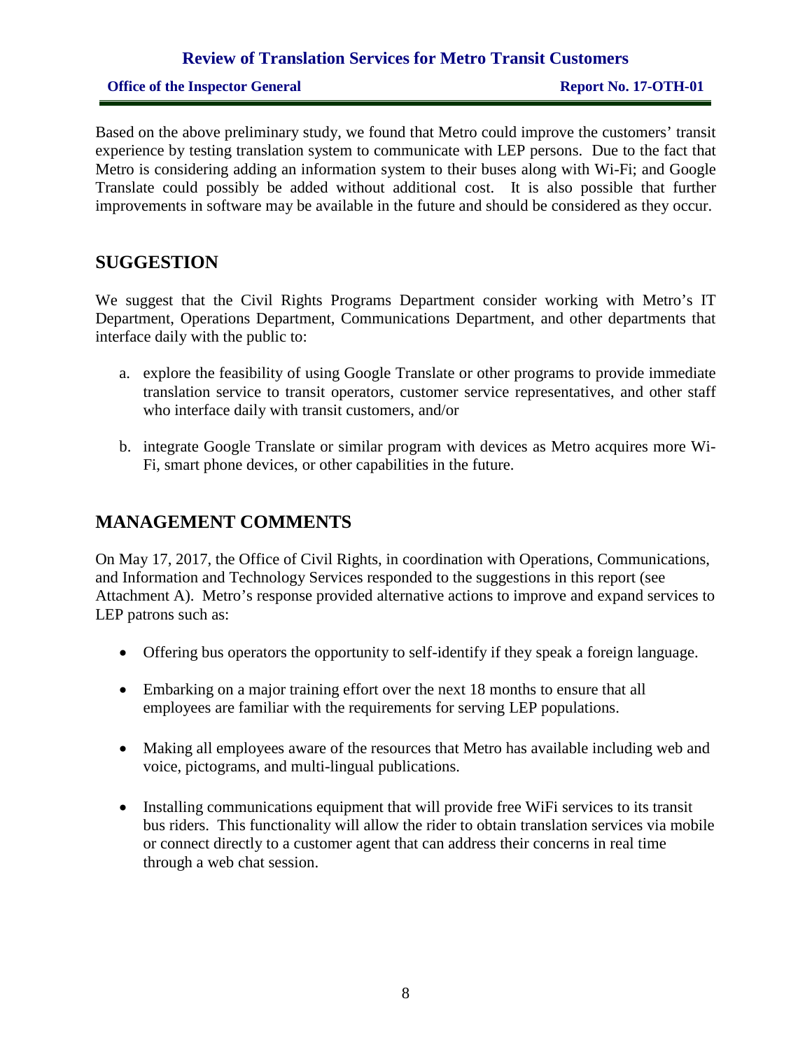Based on the above preliminary study, we found that Metro could improve the customers' transit experience by testing translation system to communicate with LEP persons. Due to the fact that Metro is considering adding an information system to their buses along with Wi-Fi; and Google Translate could possibly be added without additional cost. It is also possible that further improvements in software may be available in the future and should be considered as they occur.

## SUGGESTION

We suggest that the Civil Rights Programs Department consider working with Metro's IT Department, Operations Department, Communications Department, and other departments that interface daily with the public to:

a. explore the feasibility of using Google Translate or other programs to provide immediate translation service to transit operators, customer service representatives, and other staff who interface daily with transit customers, and/or

b. integrate Google Translate or similar program with devices as Metro acquires more Wi-Fi, smart phone devices, or other capabilities in the future.

## MANAGEMENT COMMENTS

On May 17, 2017, the Office of Civil Rights, in coordination with Operations, Communications, and Information and Technology Services responded to the suggestions in this report (see Attachment A). Metro's response provided alternative actions to improve and expand services to LEP patrons such as:

- Offering bus operators the opportunity to self-identify if they speak a foreign language.
- Embarking on a major training effort over the next 18 months to ensure that all employees are familiar with the requirements for serving LEP populations.
- Making all employees aware of the resources that Metro has available including web and voice, pictograms, and multi-lingual publications.
- Installing communications equipment that will provide free WiFi services to its transit bus riders. This functionality will allow the rider to obtain translation services via mobile or connect directly to a customer agent that can address their concerns in real time through a web chat session.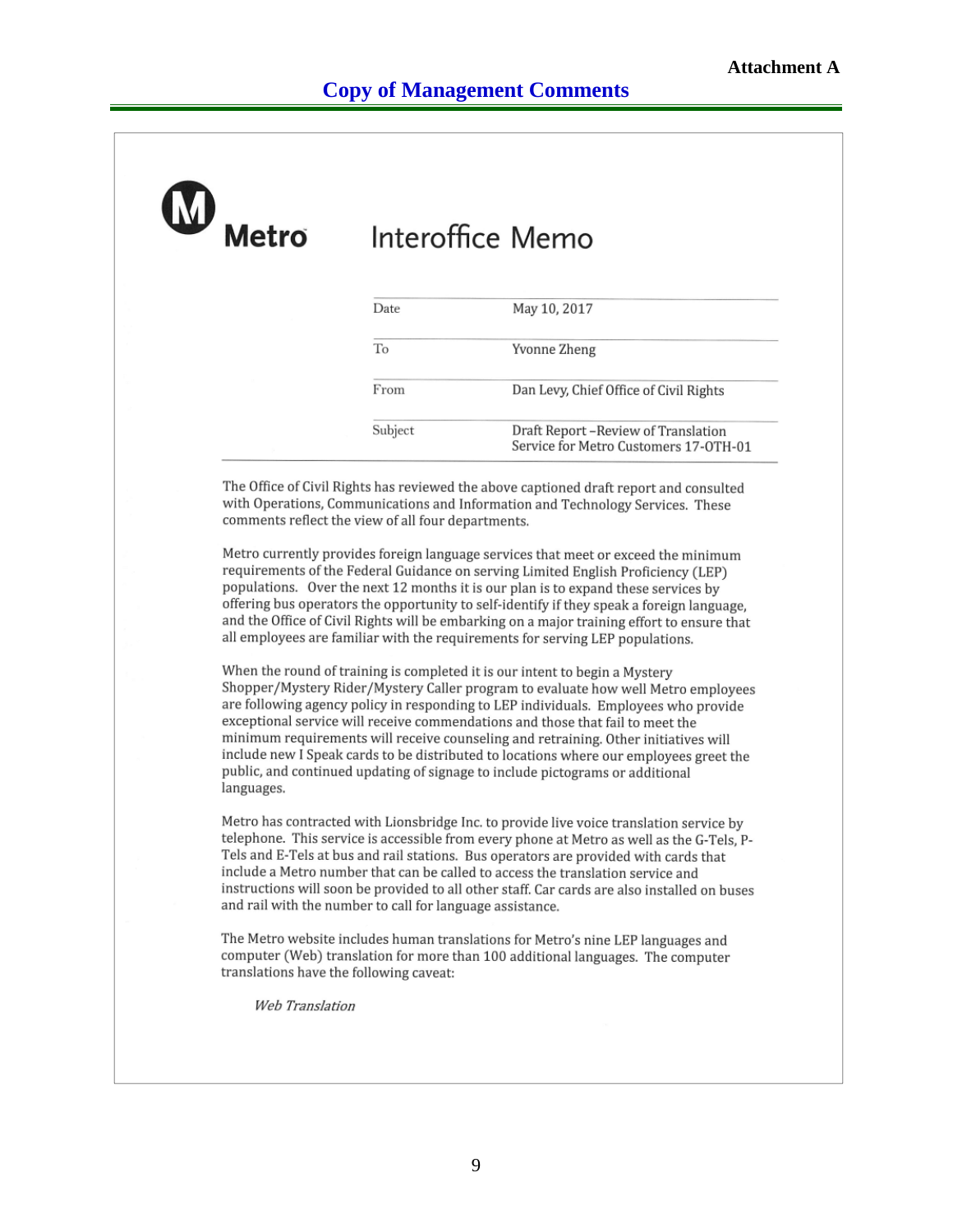**Attachment A**

## Copy of Management Comments

Metro

# Interoffice Memo

| | |
|---|---|
| Date | May 10, 2017 |
| To | Yvonne Zheng |
| From | Dan Levy, Chief Office of Civil Rights |
| Subject | Draft Report –Review of Translation Service for Metro Customers 17-OTH-01 |

The Office of Civil Rights has reviewed the above captioned draft report and consulted with Operations, Communications and Information and Technology Services. These comments reflect the view of all four departments.

Metro currently provides foreign language services that meet or exceed the minimum requirements of the Federal Guidance on serving Limited English Proficiency (LEP) populations. Over the next 12 months it is our plan is to expand these services by offering bus operators the opportunity to self-identify if they speak a foreign language, and the Office of Civil Rights will be embarking on a major training effort to ensure that all employees are familiar with the requirements for serving LEP populations.

When the round of training is completed it is our intent to begin a Mystery Shopper/Mystery Rider/Mystery Caller program to evaluate how well Metro employees are following agency policy in responding to LEP individuals. Employees who provide exceptional service will receive commendations and those that fail to meet the minimum requirements will receive counseling and retraining. Other initiatives will include new I Speak cards to be distributed to locations where our employees greet the public, and continued updating of signage to include pictograms or additional languages.

Metro has contracted with Lionsbridge Inc. to provide live voice translation service by telephone. This service is accessible from every phone at Metro as well as the G-Tels, P-Tels and E-Tels at bus and rail stations. Bus operators are provided with cards that include a Metro number that can be called to access the translation service and instructions will soon be provided to all other staff. Car cards are also installed on buses and rail with the number to call for language assistance.

The Metro website includes human translations for Metro's nine LEP languages and computer (Web) translation for more than 100 additional languages. The computer translations have the following caveat:

*Web Translation*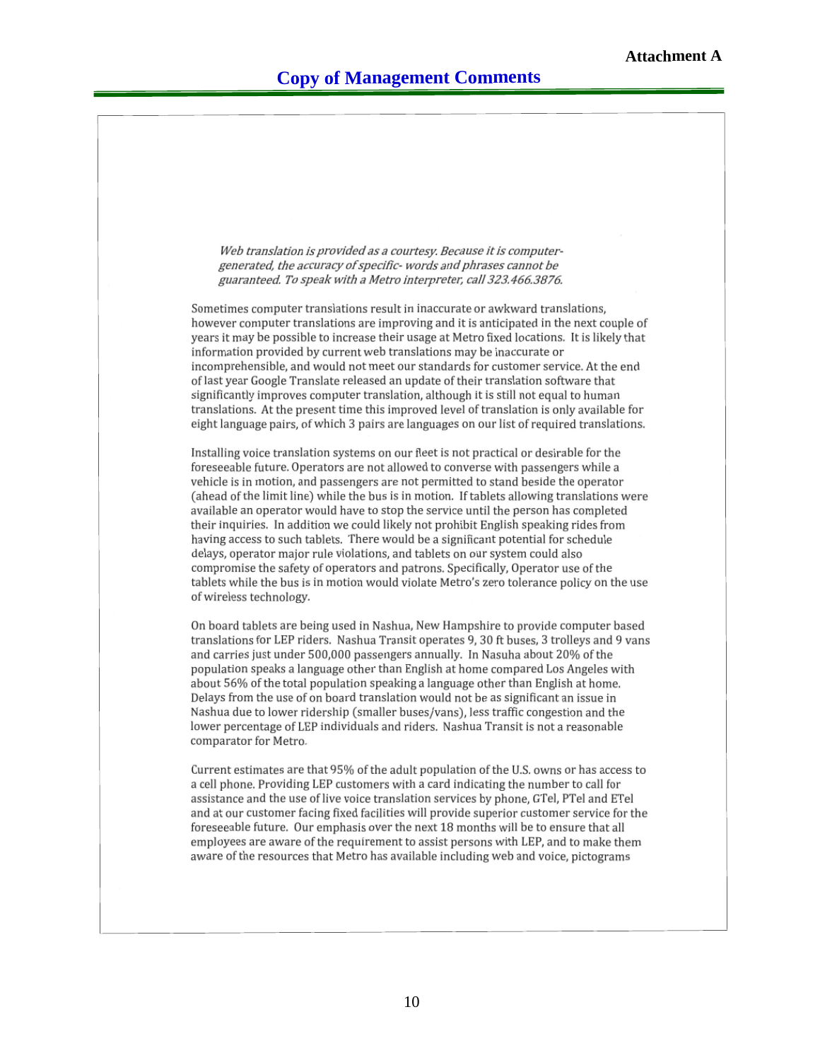**Attachment A**

## Copy of Management Comments

*Web translation is provided as a courtesy. Because it is computer-generated, the accuracy of specific- words and phrases cannot be guaranteed. To speak with a Metro interpreter, call 323.466.3876.*

Sometimes computer translations result in inaccurate or awkward translations, however computer translations are improving and it is anticipated in the next couple of years it may be possible to increase their usage at Metro fixed locations. It is likely that information provided by current web translations may be inaccurate or incomprehensible, and would not meet our standards for customer service. At the end of last year Google Translate released an update of their translation software that significantly improves computer translation, although it is still not equal to human translations. At the present time this improved level of translation is only available for eight language pairs, of which 3 pairs are languages on our list of required translations.

Installing voice translation systems on our fleet is not practical or desirable for the foreseeable future. Operators are not allowed to converse with passengers while a vehicle is in motion, and passengers are not permitted to stand beside the operator (ahead of the limit line) while the bus is in motion. If tablets allowing translations were available an operator would have to stop the service until the person has completed their inquiries. In addition we could likely not prohibit English speaking rides from having access to such tablets. There would be a significant potential for schedule delays, operator major rule violations, and tablets on our system could also compromise the safety of operators and patrons. Specifically, Operator use of the tablets while the bus is in motion would violate Metro's zero tolerance policy on the use of wireless technology.

On board tablets are being used in Nashua, New Hampshire to provide computer based translations for LEP riders. Nashua Transit operates 9, 30 ft buses, 3 trolleys and 9 vans and carries just under 500,000 passengers annually. In Nasuha about 20% of the population speaks a language other than English at home compared Los Angeles with about 56% of the total population speaking a language other than English at home. Delays from the use of on board translation would not be as significant an issue in Nashua due to lower ridership (smaller buses/vans), less traffic congestion and the lower percentage of LEP individuals and riders. Nashua Transit is not a reasonable comparator for Metro.

Current estimates are that 95% of the adult population of the U.S. owns or has access to a cell phone. Providing LEP customers with a card indicating the number to call for assistance and the use of live voice translation services by phone, GTel, PTel and ETel and at our customer facing fixed facilities will provide superior customer service for the foreseeable future. Our emphasis over the next 18 months will be to ensure that all employees are aware of the requirement to assist persons with LEP, and to make them aware of the resources that Metro has available including web and voice, pictograms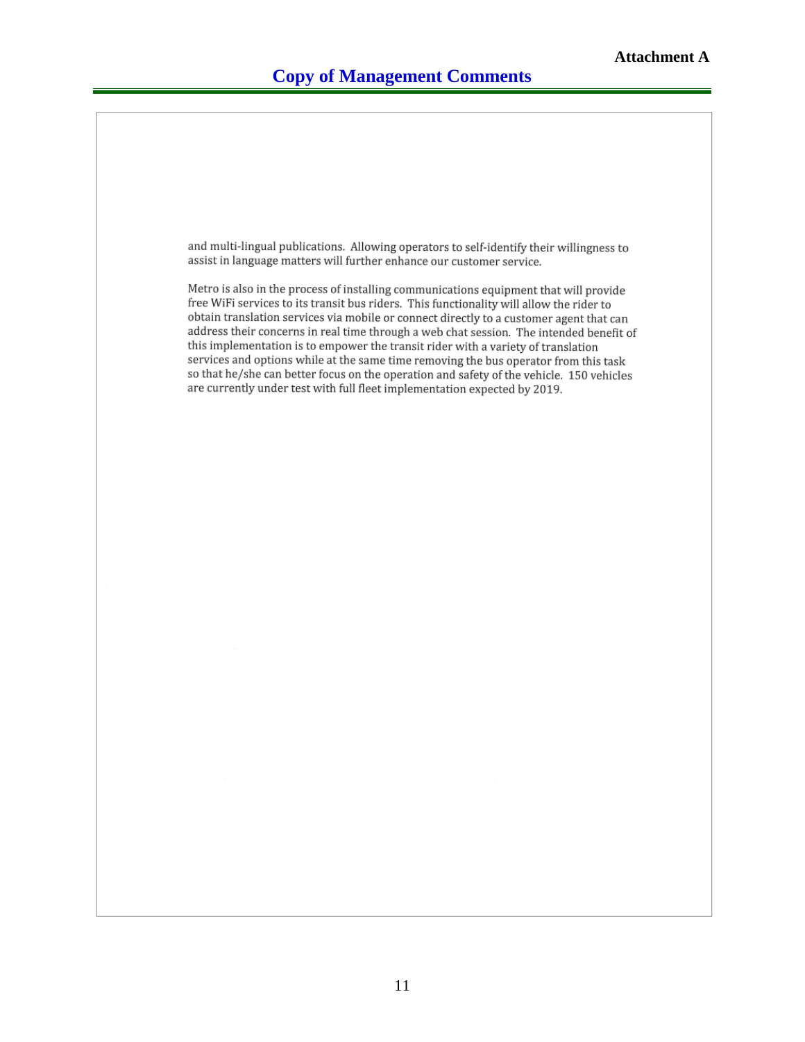## Copy of Management Comments

and multi-lingual publications. Allowing operators to self-identify their willingness to assist in language matters will further enhance our customer service.

Metro is also in the process of installing communications equipment that will provide free WiFi services to its transit bus riders. This functionality will allow the rider to obtain translation services via mobile or connect directly to a customer agent that can address their concerns in real time through a web chat session. The intended benefit of this implementation is to empower the transit rider with a variety of translation services and options while at the same time removing the bus operator from this task so that he/she can better focus on the operation and safety of the vehicle. 150 vehicles are currently under test with full fleet implementation expected by 2019.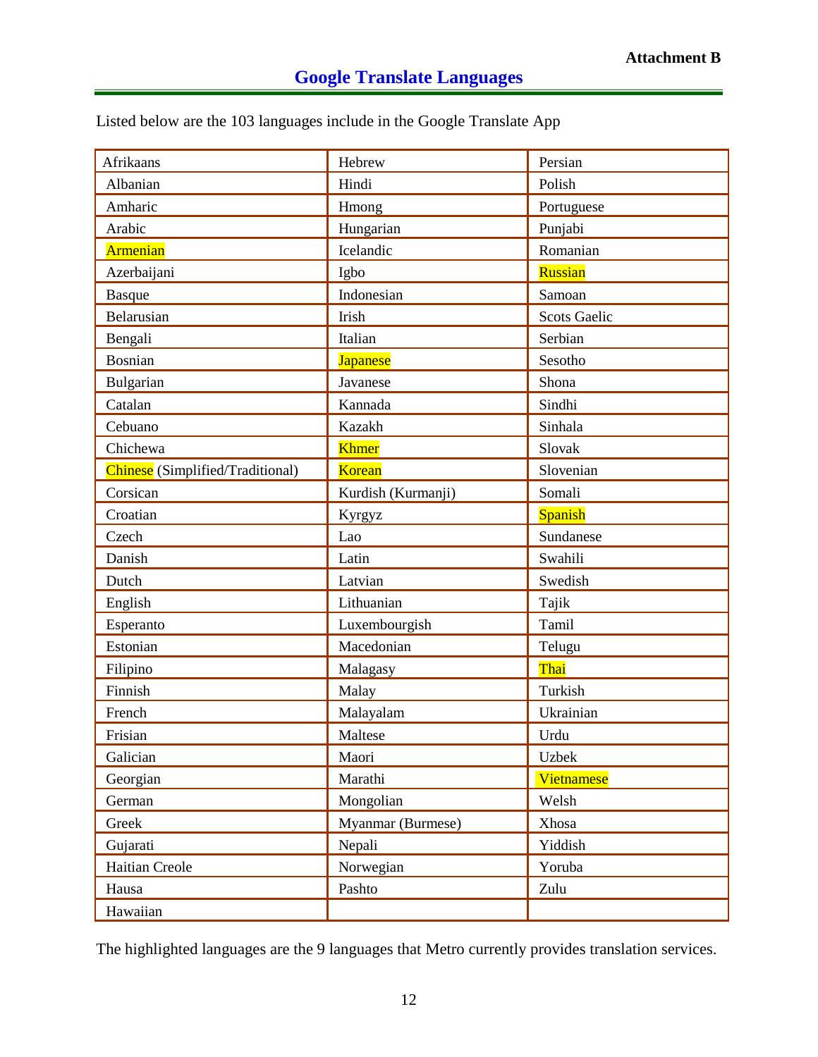**Attachment B**

# Google Translate Languages

Listed below are the 103 languages include in the Google Translate App

| | | |
|---|---|---|
| Afrikaans | Hebrew | Persian |
| Albanian | Hindi | Polish |
| Amharic | Hmong | Portuguese |
| Arabic | Hungarian | Punjabi |
| Armenian | Icelandic | Romanian |
| Azerbaijani | Igbo | Russian |
| Basque | Indonesian | Samoan |
| Belarusian | Irish | Scots Gaelic |
| Bengali | Italian | Serbian |
| Bosnian | Japanese | Sesotho |
| Bulgarian | Javanese | Shona |
| Catalan | Kannada | Sindhi |
| Cebuano | Kazakh | Sinhala |
| Chichewa | Khmer | Slovak |
| Chinese (Simplified/Traditional) | Korean | Slovenian |
| Corsican | Kurdish (Kurmanji) | Somali |
| Croatian | Kyrgyz | Spanish |
| Czech | Lao | Sundanese |
| Danish | Latin | Swahili |
| Dutch | Latvian | Swedish |
| English | Lithuanian | Tajik |
| Esperanto | Luxembourgish | Tamil |
| Estonian | Macedonian | Telugu |
| Filipino | Malagasy | Thai |
| Finnish | Malay | Turkish |
| French | Malayalam | Ukrainian |
| Frisian | Maltese | Urdu |
| Galician | Maori | Uzbek |
| Georgian | Marathi | Vietnamese |
| German | Mongolian | Welsh |
| Greek | Myanmar (Burmese) | Xhosa |
| Gujarati | Nepali | Yiddish |
| Haitian Creole | Norwegian | Yoruba |
| Hausa | Pashto | Zulu |
| Hawaiian | | |

The highlighted languages are the 9 languages that Metro currently provides translation services.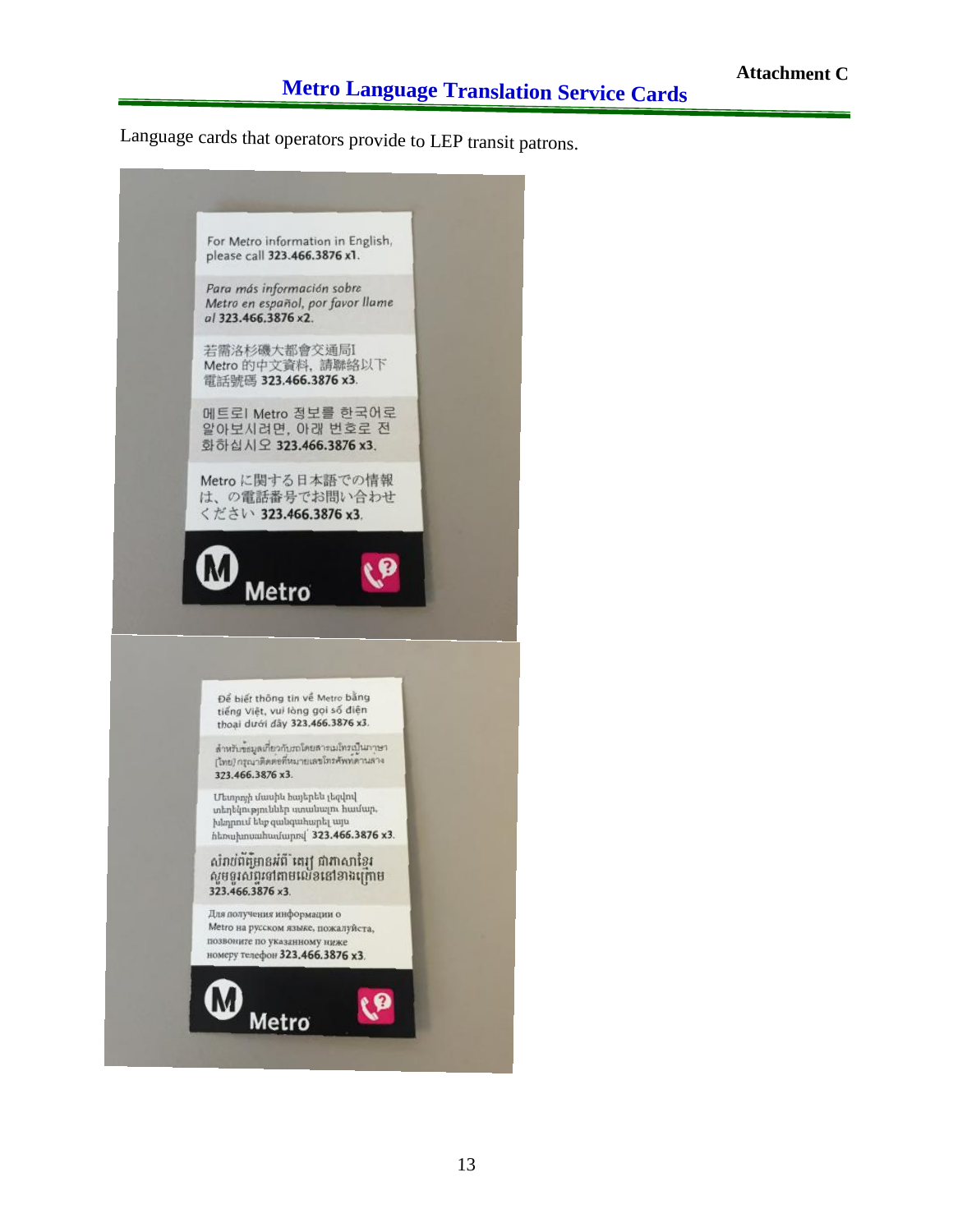Attachment C

# Metro Language Translation Service Cards

Language cards that operators provide to LEP transit patrons.

For Metro information in English, please call **323.466.3876 x1**.

*Para más información sobre Metro en español, por favor llame al* **323.466.3876 x2**.

若需洛杉磯大都會交通局I Metro 的中文資料，請聯絡以下電話號碼 **323.466.3876 x3**.

메트로I Metro 정보를 한국어로 알아보시려면, 아래 번호로 전화하십시오 **323.466.3876 x3**.

Metro に関する日本語での情報は、の電話番号でお問い合わせください **323.466.3876 x3**.

Metro

Để biết thông tin về Metro bằng tiếng Việt, vui lòng gọi số điện thoại dưới đây **323.466.3876 x3**.

สำหรับข้อมูลเกี่ยวกับรถโดยสารเมโทรเป็นภาษา [ไทย] กรุณาติดต่อที่หมายเลขโทรศัพท์ด้านล่าง **323.466.3876 x3**.

Մետրոյի մասին հայերեն լեզվով տեղեկություններ ստանալու համար, խնդրում ենք զանգահարել այս հեռախոսահամարով **323.466.3876 x3**.

សំរាប់ព័ត៌មានអំពី តេរ្យ ជាភាសាខ្មែរ សូមទូរស័ព្ទទៅតាមលេខនៅខាងក្រោម **323.466.3876 x3**.

Для получения информации о Metro на русском языке, пожалуйста, позвоните по указанному ниже номеру телефон **323.466.3876 x3**.

Metro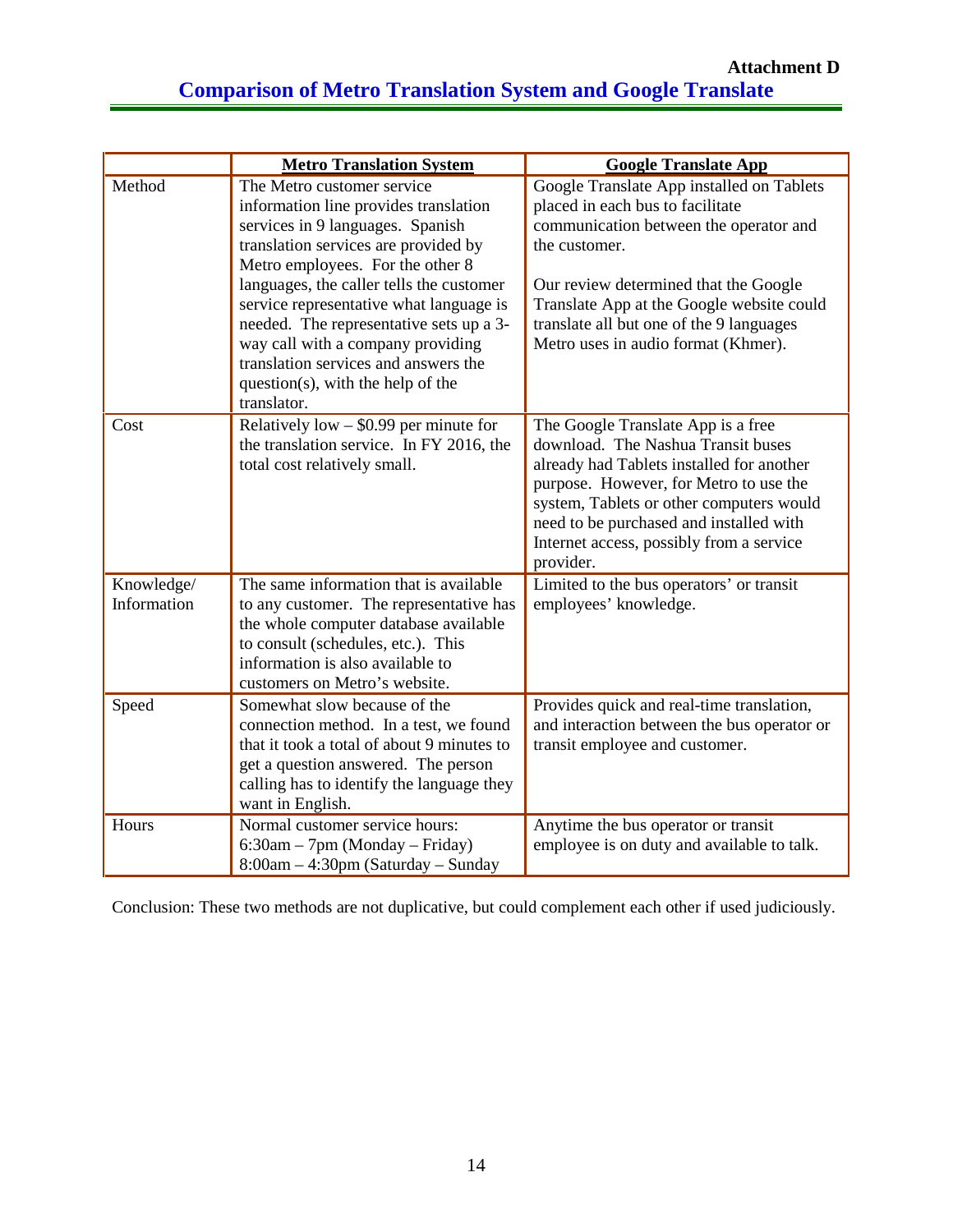**Attachment D**

# Comparison of Metro Translation System and Google Translate

| | Metro Translation System | Google Translate App |
|---|---|---|
| Method | The Metro customer service information line provides translation services in 9 languages. Spanish translation services are provided by Metro employees. For the other 8 languages, the caller tells the customer service representative what language is needed. The representative sets up a 3-way call with a company providing translation services and answers the question(s), with the help of the translator. | Google Translate App installed on Tablets placed in each bus to facilitate communication between the operator and the customer.<br><br>Our review determined that the Google Translate App at the Google website could translate all but one of the 9 languages Metro uses in audio format (Khmer). |
| Cost | Relatively low – \$0.99 per minute for the translation service. In FY 2016, the total cost relatively small. | The Google Translate App is a free download. The Nashua Transit buses already had Tablets installed for another purpose. However, for Metro to use the system, Tablets or other computers would need to be purchased and installed with Internet access, possibly from a service provider. |
| Knowledge/ Information | The same information that is available to any customer. The representative has the whole computer database available to consult (schedules, etc.). This information is also available to customers on Metro's website. | Limited to the bus operators' or transit employees' knowledge. |
| Speed | Somewhat slow because of the connection method. In a test, we found that it took a total of about 9 minutes to get a question answered. The person calling has to identify the language they want in English. | Provides quick and real-time translation, and interaction between the bus operator or transit employee and customer. |
| Hours | Normal customer service hours:<br>6:30am – 7pm (Monday – Friday)<br>8:00am – 4:30pm (Saturday – Sunday | Anytime the bus operator or transit employee is on duty and available to talk. |

Conclusion: These two methods are not duplicative, but could complement each other if used judiciously.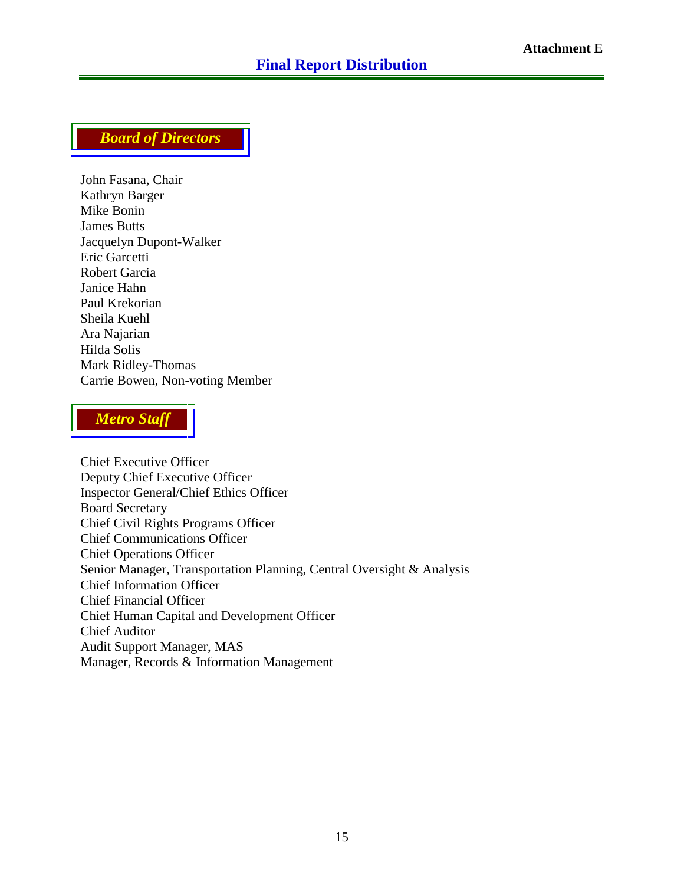Attachment E

# Final Report Distribution

## *Board of Directors*

John Fasana, Chair
Kathryn Barger
Mike Bonin
James Butts
Jacquelyn Dupont-Walker
Eric Garcetti
Robert Garcia
Janice Hahn
Paul Krekorian
Sheila Kuehl
Ara Najarian
Hilda Solis
Mark Ridley-Thomas
Carrie Bowen, Non-voting Member

## *Metro Staff*

Chief Executive Officer
Deputy Chief Executive Officer
Inspector General/Chief Ethics Officer
Board Secretary
Chief Civil Rights Programs Officer
Chief Communications Officer
Chief Operations Officer
Senior Manager, Transportation Planning, Central Oversight & Analysis
Chief Information Officer
Chief Financial Officer
Chief Human Capital and Development Officer
Chief Auditor
Audit Support Manager, MAS
Manager, Records & Information Management